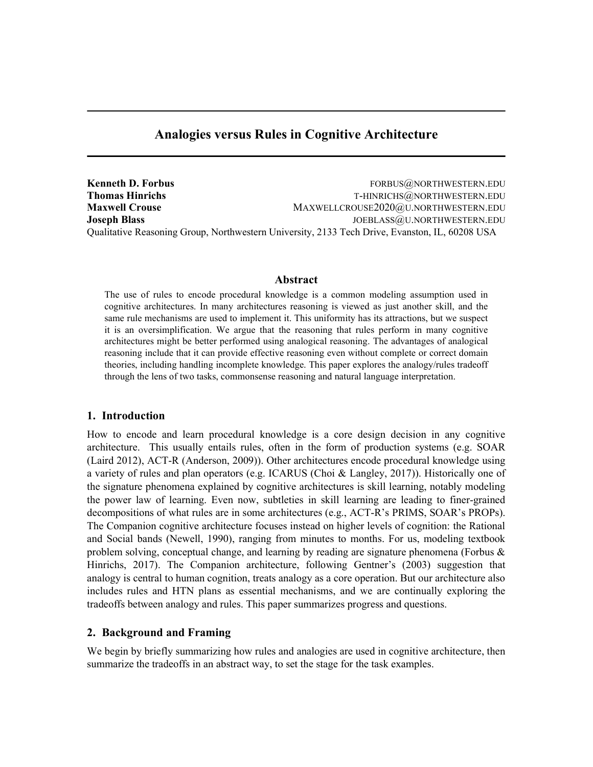# Analogies versus Rules in Cognitive Architecture

**Kenneth D. Forbus** FORBUS@NORTHWESTERN.EDU
**Thomas Hinrichs** T-HINRICHS@NORTHWESTERN.EDU
**Maxwell Crouse** MAXWELLCROUSE2020@U.NORTHWESTERN.EDU
**Joseph Blass** JOEBLASS@U.NORTHWESTERN.EDU
Qualitative Reasoning Group, Northwestern University, 2133 Tech Drive, Evanston, IL, 60208 USA

## Abstract

The use of rules to encode procedural knowledge is a common modeling assumption used in cognitive architectures. In many architectures reasoning is viewed as just another skill, and the same rule mechanisms are used to implement it. This uniformity has its attractions, but we suspect it is an oversimplification. We argue that the reasoning that rules perform in many cognitive architectures might be better performed using analogical reasoning. The advantages of analogical reasoning include that it can provide effective reasoning even without complete or correct domain theories, including handling incomplete knowledge. This paper explores the analogy/rules tradeoff through the lens of two tasks, commonsense reasoning and natural language interpretation.

## 1. Introduction

How to encode and learn procedural knowledge is a core design decision in any cognitive architecture. This usually entails rules, often in the form of production systems (e.g. SOAR (Laird 2012), ACT-R (Anderson, 2009)). Other architectures encode procedural knowledge using a variety of rules and plan operators (e.g. ICARUS (Choi & Langley, 2017)). Historically one of the signature phenomena explained by cognitive architectures is skill learning, notably modeling the power law of learning. Even now, subtleties in skill learning are leading to finer-grained decompositions of what rules are in some architectures (e.g., ACT-R's PRIMS, SOAR's PROPs). The Companion cognitive architecture focuses instead on higher levels of cognition: the Rational and Social bands (Newell, 1990), ranging from minutes to months. For us, modeling textbook problem solving, conceptual change, and learning by reading are signature phenomena (Forbus & Hinrichs, 2017). The Companion architecture, following Gentner's (2003) suggestion that analogy is central to human cognition, treats analogy as a core operation. But our architecture also includes rules and HTN plans as essential mechanisms, and we are continually exploring the tradeoffs between analogy and rules. This paper summarizes progress and questions.

## 2. Background and Framing

We begin by briefly summarizing how rules and analogies are used in cognitive architecture, then summarize the tradeoffs in an abstract way, to set the stage for the task examples.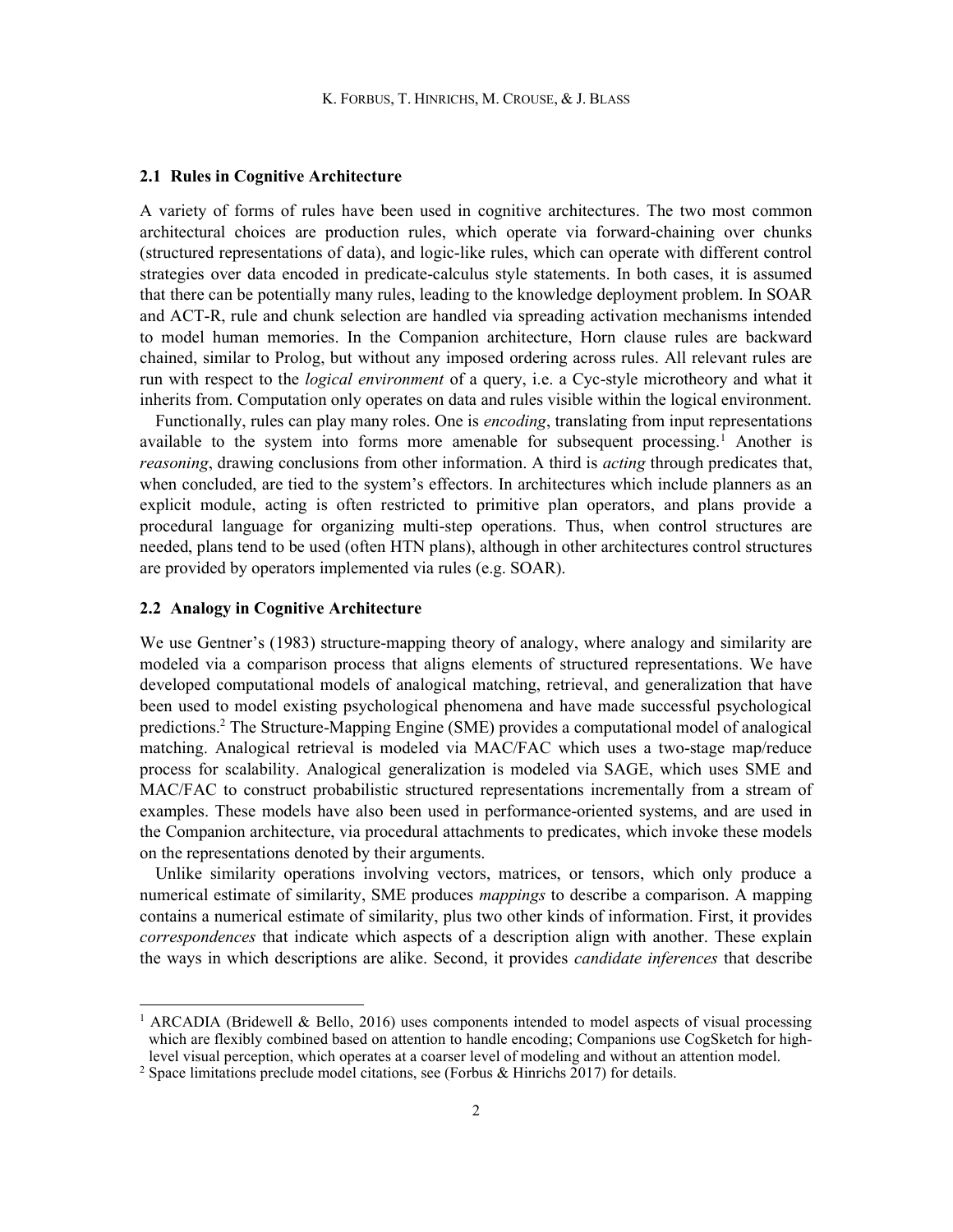## 2.1 Rules in Cognitive Architecture

A variety of forms of rules have been used in cognitive architectures. The two most common architectural choices are production rules, which operate via forward-chaining over chunks (structured representations of data), and logic-like rules, which can operate with different control strategies over data encoded in predicate-calculus style statements. In both cases, it is assumed that there can be potentially many rules, leading to the knowledge deployment problem. In SOAR and ACT-R, rule and chunk selection are handled via spreading activation mechanisms intended to model human memories. In the Companion architecture, Horn clause rules are backward chained, similar to Prolog, but without any imposed ordering across rules. All relevant rules are run with respect to the *logical environment* of a query, i.e. a Cyc-style microtheory and what it inherits from. Computation only operates on data and rules visible within the logical environment.

Functionally, rules can play many roles. One is *encoding*, translating from input representations available to the system into forms more amenable for subsequent processing.[1] Another is *reasoning*, drawing conclusions from other information. A third is *acting* through predicates that, when concluded, are tied to the system's effectors. In architectures which include planners as an explicit module, acting is often restricted to primitive plan operators, and plans provide a procedural language for organizing multi-step operations. Thus, when control structures are needed, plans tend to be used (often HTN plans), although in other architectures control structures are provided by operators implemented via rules (e.g. SOAR).

## 2.2 Analogy in Cognitive Architecture

We use Gentner's (1983) structure-mapping theory of analogy, where analogy and similarity are modeled via a comparison process that aligns elements of structured representations. We have developed computational models of analogical matching, retrieval, and generalization that have been used to model existing psychological phenomena and have made successful psychological predictions.[2] The Structure-Mapping Engine (SME) provides a computational model of analogical matching. Analogical retrieval is modeled via MAC/FAC which uses a two-stage map/reduce process for scalability. Analogical generalization is modeled via SAGE, which uses SME and MAC/FAC to construct probabilistic structured representations incrementally from a stream of examples. These models have also been used in performance-oriented systems, and are used in the Companion architecture, via procedural attachments to predicates, which invoke these models on the representations denoted by their arguments.

Unlike similarity operations involving vectors, matrices, or tensors, which only produce a numerical estimate of similarity, SME produces *mappings* to describe a comparison. A mapping contains a numerical estimate of similarity, plus two other kinds of information. First, it provides *correspondences* that indicate which aspects of a description align with another. These explain the ways in which descriptions are alike. Second, it provides *candidate inferences* that describe

---

[1] ARCADIA (Bridewell & Bello, 2016) uses components intended to model aspects of visual processing which are flexibly combined based on attention to handle encoding; Companions use CogSketch for high-level visual perception, which operates at a coarser level of modeling and without an attention model.

[2] Space limitations preclude model citations, see (Forbus & Hinrichs 2017) for details.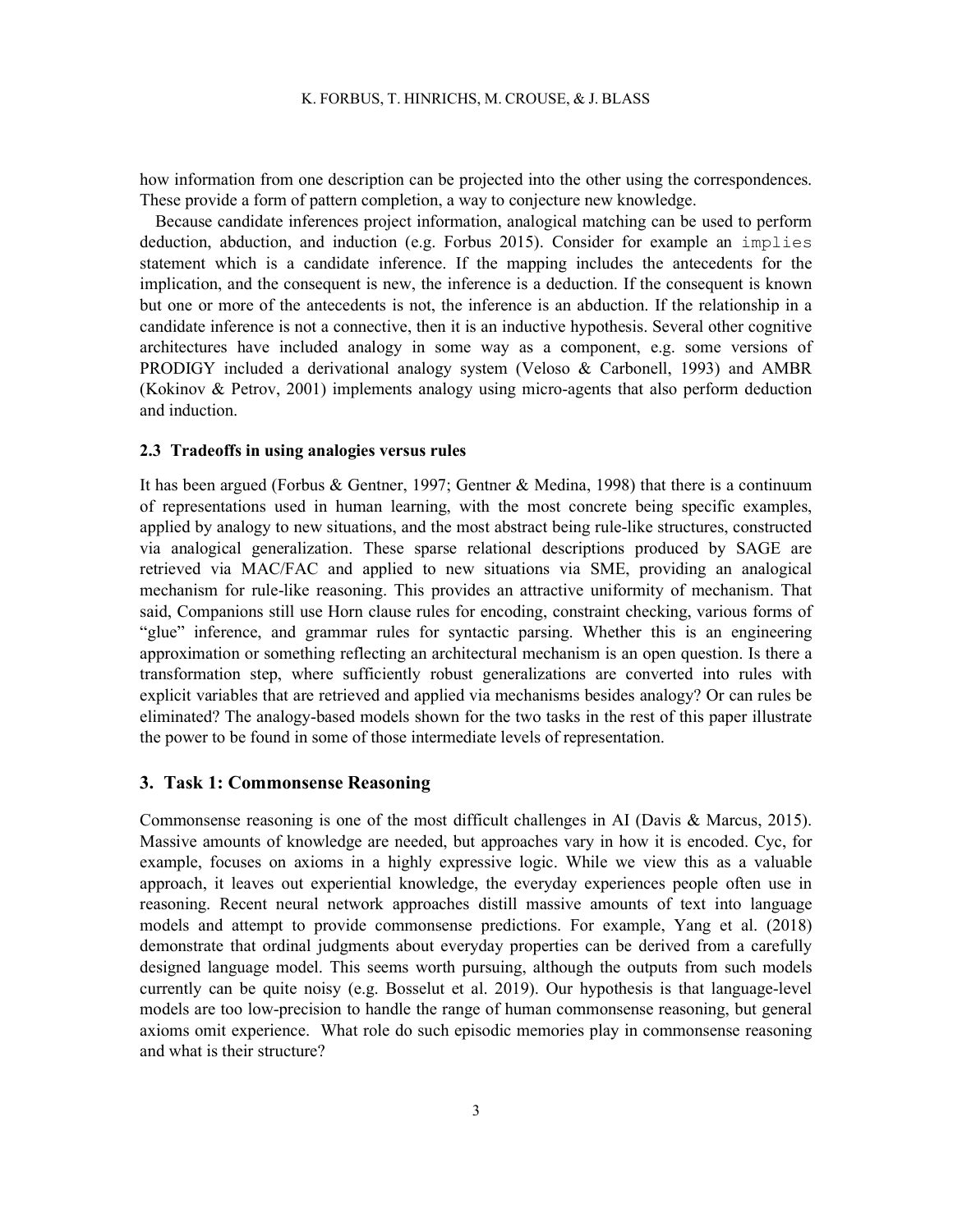how information from one description can be projected into the other using the correspondences. These provide a form of pattern completion, a way to conjecture new knowledge.

Because candidate inferences project information, analogical matching can be used to perform deduction, abduction, and induction (e.g. Forbus 2015). Consider for example an `implies` statement which is a candidate inference. If the mapping includes the antecedents for the implication, and the consequent is new, the inference is a deduction. If the consequent is known but one or more of the antecedents is not, the inference is an abduction. If the relationship in a candidate inference is not a connective, then it is an inductive hypothesis. Several other cognitive architectures have included analogy in some way as a component, e.g. some versions of PRODIGY included a derivational analogy system (Veloso & Carbonell, 1993) and AMBR (Kokinov & Petrov, 2001) implements analogy using micro-agents that also perform deduction and induction.

### 2.3 Tradeoffs in using analogies versus rules

It has been argued (Forbus & Gentner, 1997; Gentner & Medina, 1998) that there is a continuum of representations used in human learning, with the most concrete being specific examples, applied by analogy to new situations, and the most abstract being rule-like structures, constructed via analogical generalization. These sparse relational descriptions produced by SAGE are retrieved via MAC/FAC and applied to new situations via SME, providing an analogical mechanism for rule-like reasoning. This provides an attractive uniformity of mechanism. That said, Companions still use Horn clause rules for encoding, constraint checking, various forms of "glue" inference, and grammar rules for syntactic parsing. Whether this is an engineering approximation or something reflecting an architectural mechanism is an open question. Is there a transformation step, where sufficiently robust generalizations are converted into rules with explicit variables that are retrieved and applied via mechanisms besides analogy? Or can rules be eliminated? The analogy-based models shown for the two tasks in the rest of this paper illustrate the power to be found in some of those intermediate levels of representation.

## 3. Task 1: Commonsense Reasoning

Commonsense reasoning is one of the most difficult challenges in AI (Davis & Marcus, 2015). Massive amounts of knowledge are needed, but approaches vary in how it is encoded. Cyc, for example, focuses on axioms in a highly expressive logic. While we view this as a valuable approach, it leaves out experiential knowledge, the everyday experiences people often use in reasoning. Recent neural network approaches distill massive amounts of text into language models and attempt to provide commonsense predictions. For example, Yang et al. (2018) demonstrate that ordinal judgments about everyday properties can be derived from a carefully designed language model. This seems worth pursuing, although the outputs from such models currently can be quite noisy (e.g. Bosselut et al. 2019). Our hypothesis is that language-level models are too low-precision to handle the range of human commonsense reasoning, but general axioms omit experience. What role do such episodic memories play in commonsense reasoning and what is their structure?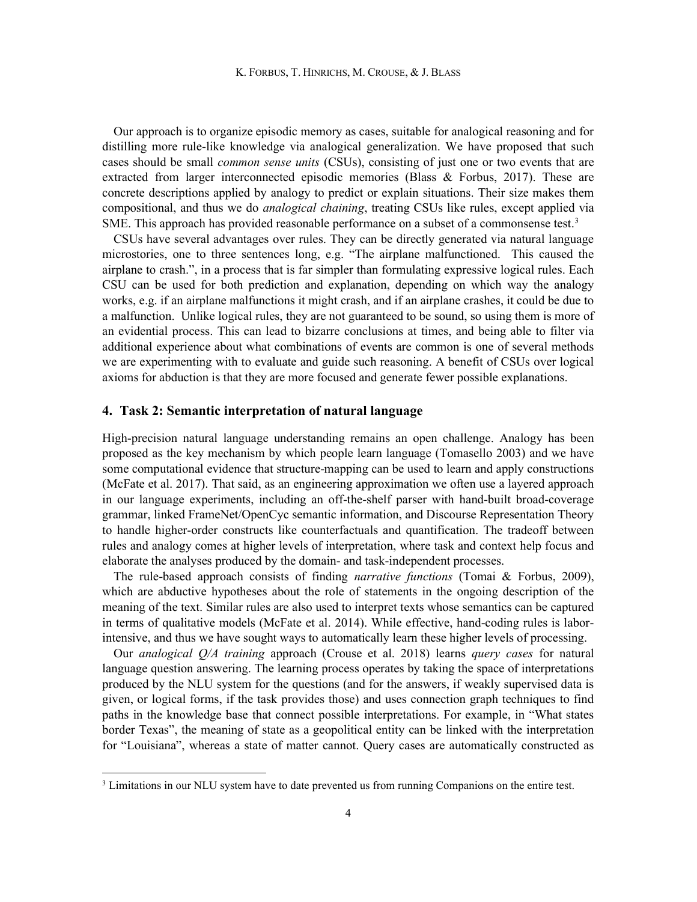Our approach is to organize episodic memory as cases, suitable for analogical reasoning and for distilling more rule-like knowledge via analogical generalization. We have proposed that such cases should be small *common sense units* (CSUs), consisting of just one or two events that are extracted from larger interconnected episodic memories (Blass & Forbus, 2017). These are concrete descriptions applied by analogy to predict or explain situations. Their size makes them compositional, and thus we do *analogical chaining*, treating CSUs like rules, except applied via SME. This approach has provided reasonable performance on a subset of a commonsense test.[3]

CSUs have several advantages over rules. They can be directly generated via natural language microstories, one to three sentences long, e.g. "The airplane malfunctioned. This caused the airplane to crash.", in a process that is far simpler than formulating expressive logical rules. Each CSU can be used for both prediction and explanation, depending on which way the analogy works, e.g. if an airplane malfunctions it might crash, and if an airplane crashes, it could be due to a malfunction. Unlike logical rules, they are not guaranteed to be sound, so using them is more of an evidential process. This can lead to bizarre conclusions at times, and being able to filter via additional experience about what combinations of events are common is one of several methods we are experimenting with to evaluate and guide such reasoning. A benefit of CSUs over logical axioms for abduction is that they are more focused and generate fewer possible explanations.

## 4. Task 2: Semantic interpretation of natural language

High-precision natural language understanding remains an open challenge. Analogy has been proposed as the key mechanism by which people learn language (Tomasello 2003) and we have some computational evidence that structure-mapping can be used to learn and apply constructions (McFate et al. 2017). That said, as an engineering approximation we often use a layered approach in our language experiments, including an off-the-shelf parser with hand-built broad-coverage grammar, linked FrameNet/OpenCyc semantic information, and Discourse Representation Theory to handle higher-order constructs like counterfactuals and quantification. The tradeoff between rules and analogy comes at higher levels of interpretation, where task and context help focus and elaborate the analyses produced by the domain- and task-independent processes.

The rule-based approach consists of finding *narrative functions* (Tomai & Forbus, 2009), which are abductive hypotheses about the role of statements in the ongoing description of the meaning of the text. Similar rules are also used to interpret texts whose semantics can be captured in terms of qualitative models (McFate et al. 2014). While effective, hand-coding rules is labor-intensive, and thus we have sought ways to automatically learn these higher levels of processing.

Our *analogical Q/A training* approach (Crouse et al. 2018) learns *query cases* for natural language question answering. The learning process operates by taking the space of interpretations produced by the NLU system for the questions (and for the answers, if weakly supervised data is given, or logical forms, if the task provides those) and uses connection graph techniques to find paths in the knowledge base that connect possible interpretations. For example, in "What states border Texas", the meaning of state as a geopolitical entity can be linked with the interpretation for "Louisiana", whereas a state of matter cannot. Query cases are automatically constructed as

[3] Limitations in our NLU system have to date prevented us from running Companions on the entire test.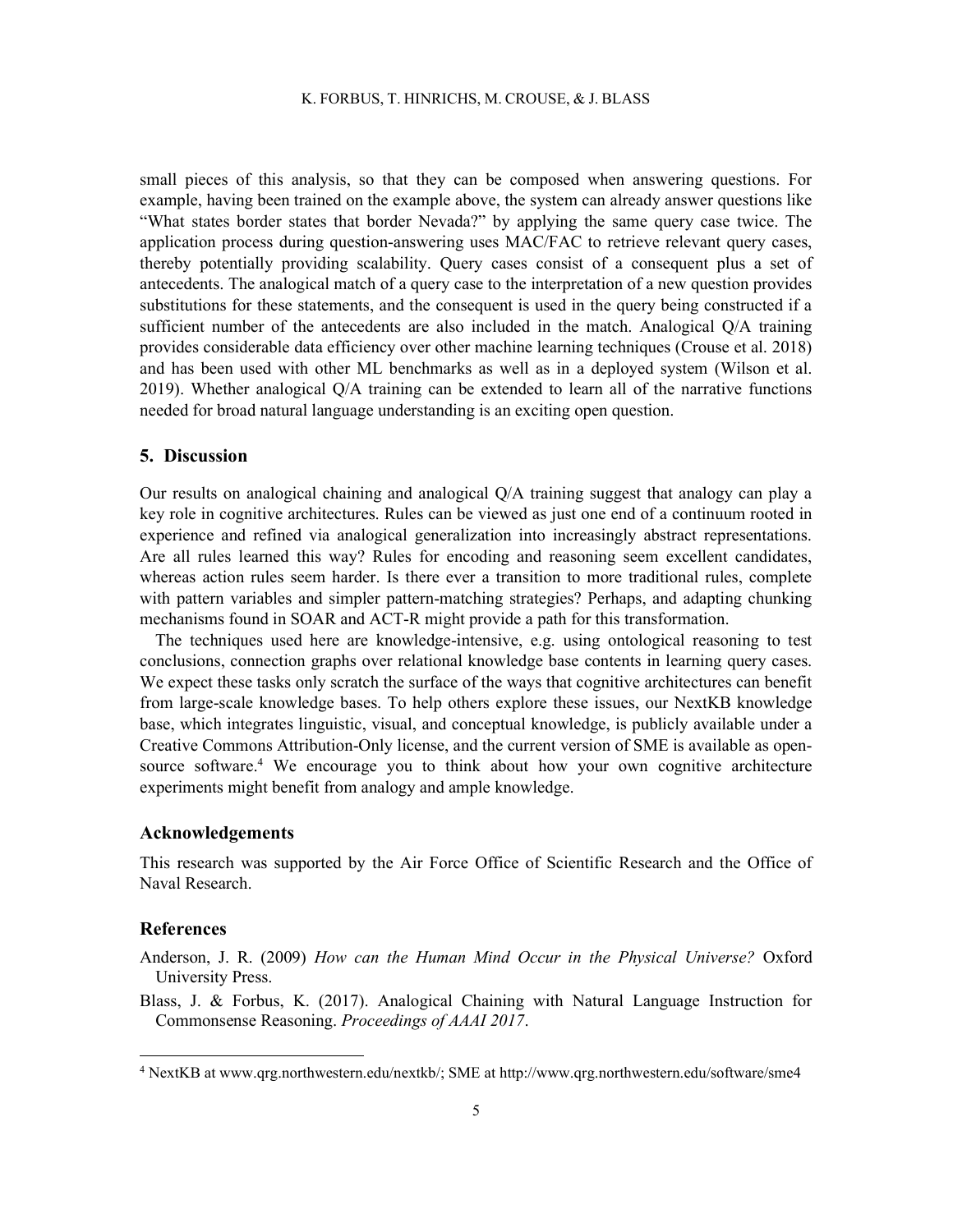small pieces of this analysis, so that they can be composed when answering questions. For example, having been trained on the example above, the system can already answer questions like "What states border states that border Nevada?" by applying the same query case twice. The application process during question-answering uses MAC/FAC to retrieve relevant query cases, thereby potentially providing scalability. Query cases consist of a consequent plus a set of antecedents. The analogical match of a query case to the interpretation of a new question provides substitutions for these statements, and the consequent is used in the query being constructed if a sufficient number of the antecedents are also included in the match. Analogical Q/A training provides considerable data efficiency over other machine learning techniques (Crouse et al. 2018) and has been used with other ML benchmarks as well as in a deployed system (Wilson et al. 2019). Whether analogical Q/A training can be extended to learn all of the narrative functions needed for broad natural language understanding is an exciting open question.

## 5. Discussion

Our results on analogical chaining and analogical Q/A training suggest that analogy can play a key role in cognitive architectures. Rules can be viewed as just one end of a continuum rooted in experience and refined via analogical generalization into increasingly abstract representations. Are all rules learned this way? Rules for encoding and reasoning seem excellent candidates, whereas action rules seem harder. Is there ever a transition to more traditional rules, complete with pattern variables and simpler pattern-matching strategies? Perhaps, and adapting chunking mechanisms found in SOAR and ACT-R might provide a path for this transformation.

The techniques used here are knowledge-intensive, e.g. using ontological reasoning to test conclusions, connection graphs over relational knowledge base contents in learning query cases. We expect these tasks only scratch the surface of the ways that cognitive architectures can benefit from large-scale knowledge bases. To help others explore these issues, our NextKB knowledge base, which integrates linguistic, visual, and conceptual knowledge, is publicly available under a Creative Commons Attribution-Only license, and the current version of SME is available as open-source software.[4] We encourage you to think about how your own cognitive architecture experiments might benefit from analogy and ample knowledge.

## Acknowledgements

This research was supported by the Air Force Office of Scientific Research and the Office of Naval Research.

## References

Anderson, J. R. (2009) *How can the Human Mind Occur in the Physical Universe?* Oxford University Press.

Blass, J. & Forbus, K. (2017). Analogical Chaining with Natural Language Instruction for Commonsense Reasoning. *Proceedings of AAAI 2017*.

[4] NextKB at www.qrg.northwestern.edu/nextkb/; SME at http://www.qrg.northwestern.edu/software/sme4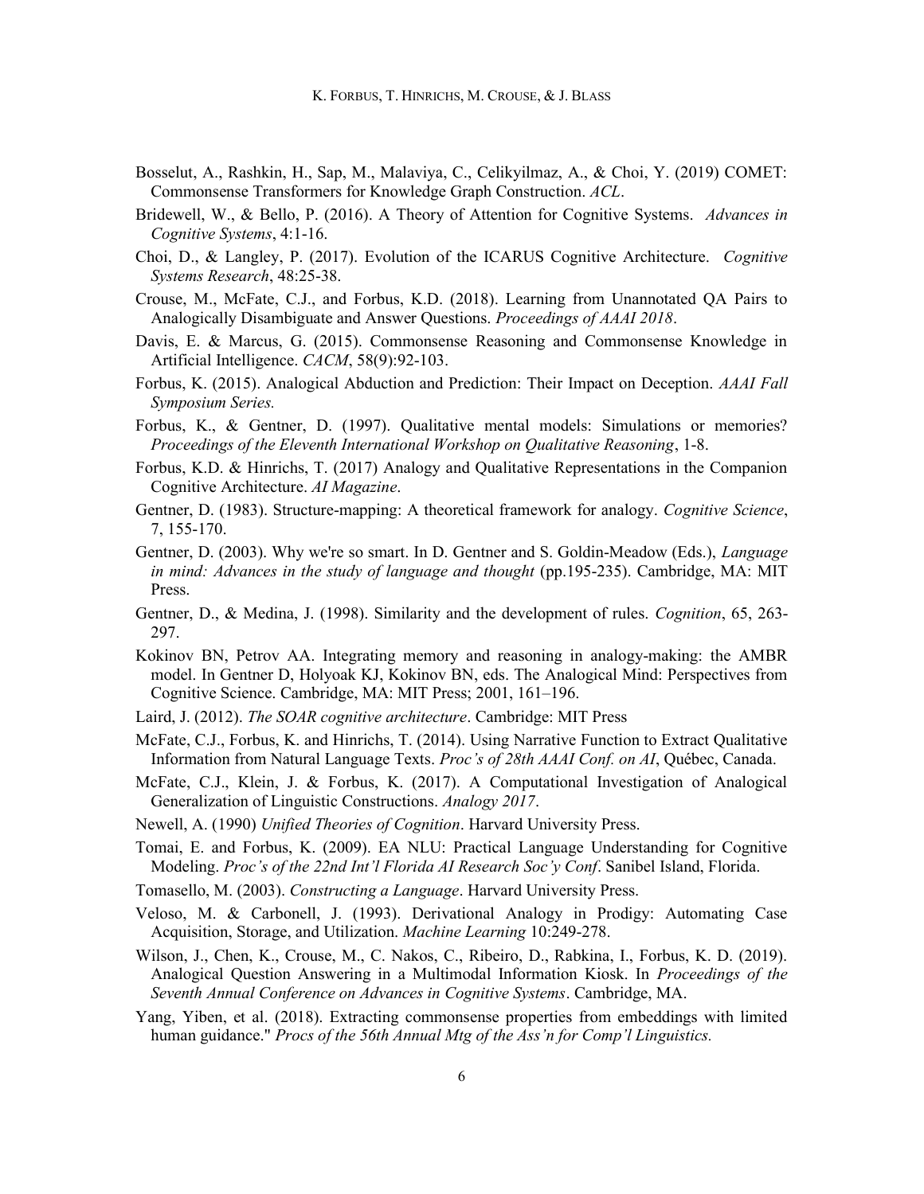Bosselut, A., Rashkin, H., Sap, M., Malaviya, C., Celikyilmaz, A., & Choi, Y. (2019) COMET: Commonsense Transformers for Knowledge Graph Construction. *ACL*.

Bridewell, W., & Bello, P. (2016). A Theory of Attention for Cognitive Systems. *Advances in Cognitive Systems*, 4:1-16.

Choi, D., & Langley, P. (2017). Evolution of the ICARUS Cognitive Architecture. *Cognitive Systems Research*, 48:25-38.

Crouse, M., McFate, C.J., and Forbus, K.D. (2018). Learning from Unannotated QA Pairs to Analogically Disambiguate and Answer Questions. *Proceedings of AAAI 2018*.

Davis, E. & Marcus, G. (2015). Commonsense Reasoning and Commonsense Knowledge in Artificial Intelligence. *CACM*, 58(9):92-103.

Forbus, K. (2015). Analogical Abduction and Prediction: Their Impact on Deception. *AAAI Fall Symposium Series.*

Forbus, K., & Gentner, D. (1997). Qualitative mental models: Simulations or memories? *Proceedings of the Eleventh International Workshop on Qualitative Reasoning*, 1-8.

Forbus, K.D. & Hinrichs, T. (2017) Analogy and Qualitative Representations in the Companion Cognitive Architecture. *AI Magazine*.

Gentner, D. (1983). Structure-mapping: A theoretical framework for analogy. *Cognitive Science*, 7, 155-170.

Gentner, D. (2003). Why we're so smart. In D. Gentner and S. Goldin-Meadow (Eds.), *Language in mind: Advances in the study of language and thought* (pp.195-235). Cambridge, MA: MIT Press.

Gentner, D., & Medina, J. (1998). Similarity and the development of rules. *Cognition*, 65, 263-297.

Kokinov BN, Petrov AA. Integrating memory and reasoning in analogy-making: the AMBR model. In Gentner D, Holyoak KJ, Kokinov BN, eds. The Analogical Mind: Perspectives from Cognitive Science. Cambridge, MA: MIT Press; 2001, 161–196.

Laird, J. (2012). *The SOAR cognitive architecture*. Cambridge: MIT Press

McFate, C.J., Forbus, K. and Hinrichs, T. (2014). Using Narrative Function to Extract Qualitative Information from Natural Language Texts. *Proc's of 28th AAAI Conf. on AI*, Québec, Canada.

McFate, C.J., Klein, J. & Forbus, K. (2017). A Computational Investigation of Analogical Generalization of Linguistic Constructions. *Analogy 2017*.

Newell, A. (1990) *Unified Theories of Cognition*. Harvard University Press.

Tomai, E. and Forbus, K. (2009). EA NLU: Practical Language Understanding for Cognitive Modeling. *Proc's of the 22nd Int'l Florida AI Research Soc'y Conf*. Sanibel Island, Florida.

Tomasello, M. (2003). *Constructing a Language*. Harvard University Press.

Veloso, M. & Carbonell, J. (1993). Derivational Analogy in Prodigy: Automating Case Acquisition, Storage, and Utilization. *Machine Learning* 10:249-278.

Wilson, J., Chen, K., Crouse, M., C. Nakos, C., Ribeiro, D., Rabkina, I., Forbus, K. D. (2019). Analogical Question Answering in a Multimodal Information Kiosk. In *Proceedings of the Seventh Annual Conference on Advances in Cognitive Systems*. Cambridge, MA.

Yang, Yiben, et al. (2018). Extracting commonsense properties from embeddings with limited human guidance." *Procs of the 56th Annual Mtg of the Ass'n for Comp'l Linguistics.*